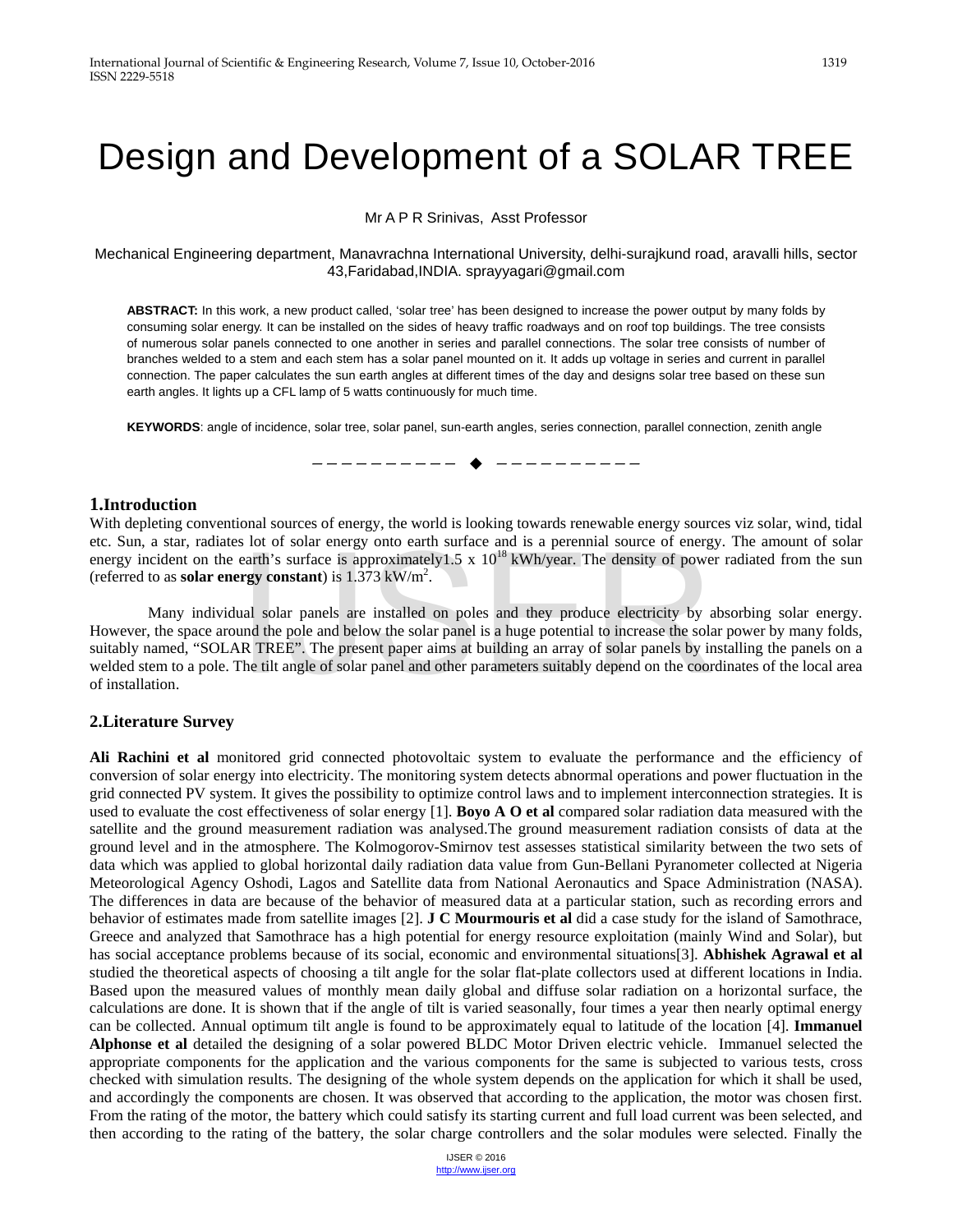# Design and Development of a SOLAR TREE

Mr A P R Srinivas, Asst Professor

Mechanical Engineering department, Manavrachna International University, delhi-surajkund road, aravalli hills, sector 43,Faridabad,INDIA. sprayyagari@gmail.com

**ABSTRACT:** In this work, a new product called, 'solar tree' has been designed to increase the power output by many folds by consuming solar energy. It can be installed on the sides of heavy traffic roadways and on roof top buildings. The tree consists of numerous solar panels connected to one another in series and parallel connections. The solar tree consists of number of branches welded to a stem and each stem has a solar panel mounted on it. It adds up voltage in series and current in parallel connection. The paper calculates the sun earth angles at different times of the day and designs solar tree based on these sun earth angles. It lights up a CFL lamp of 5 watts continuously for much time.

**KEYWORDS**: angle of incidence, solar tree, solar panel, sun-earth angles, series connection, parallel connection, zenith angle

## 1.Introduction

With depleting conventional sources of energy, the world is looking towards renewable energy sources viz solar, wind, tidal etc. Sun, a star, radiates lot of solar energy onto earth surface and is a perennial source of energy. The amount of solar energy incident on the earth's surface is approximately1.5 x $10^{18}$ kWh/year. The density of power radiated from the sun (referred to as **solar energy constant**) is 1.373 kW/$m^2$.

Many individual solar panels are installed on poles and they produce electricity by absorbing solar energy. However, the space around the pole and below the solar panel is a huge potential to increase the solar power by many folds, suitably named, "SOLAR TREE". The present paper aims at building an array of solar panels by installing the panels on a welded stem to a pole. The tilt angle of solar panel and other parameters suitably depend on the coordinates of the local area of installation.

## 2.Literature Survey

**Ali Rachini et al** monitored grid connected photovoltaic system to evaluate the performance and the efficiency of conversion of solar energy into electricity. The monitoring system detects abnormal operations and power fluctuation in the grid connected PV system. It gives the possibility to optimize control laws and to implement interconnection strategies. It is used to evaluate the cost effectiveness of solar energy [1]. **Boyo A O et al** compared solar radiation data measured with the satellite and the ground measurement radiation was analysed.The ground measurement radiation consists of data at the ground level and in the atmosphere. The Kolmogorov-Smirnov test assesses statistical similarity between the two sets of data which was applied to global horizontal daily radiation data value from Gun-Bellani Pyranometer collected at Nigeria Meteorological Agency Oshodi, Lagos and Satellite data from National Aeronautics and Space Administration (NASA). The differences in data are because of the behavior of measured data at a particular station, such as recording errors and behavior of estimates made from satellite images [2]. **J C Mourmouris et al** did a case study for the island of Samothrace, Greece and analyzed that Samothrace has a high potential for energy resource exploitation (mainly Wind and Solar), but has social acceptance problems because of its social, economic and environmental situations[3]. **Abhishek Agrawal et al** studied the theoretical aspects of choosing a tilt angle for the solar flat-plate collectors used at different locations in India. Based upon the measured values of monthly mean daily global and diffuse solar radiation on a horizontal surface, the calculations are done. It is shown that if the angle of tilt is varied seasonally, four times a year then nearly optimal energy can be collected. Annual optimum tilt angle is found to be approximately equal to latitude of the location [4]. **Immanuel Alphonse et al** detailed the designing of a solar powered BLDC Motor Driven electric vehicle. Immanuel selected the appropriate components for the application and the various components for the same is subjected to various tests, cross checked with simulation results. The designing of the whole system depends on the application for which it shall be used, and accordingly the components are chosen. It was observed that according to the application, the motor was chosen first. From the rating of the motor, the battery which could satisfy its starting current and full load current was been selected, and then according to the rating of the battery, the solar charge controllers and the solar modules were selected. Finally the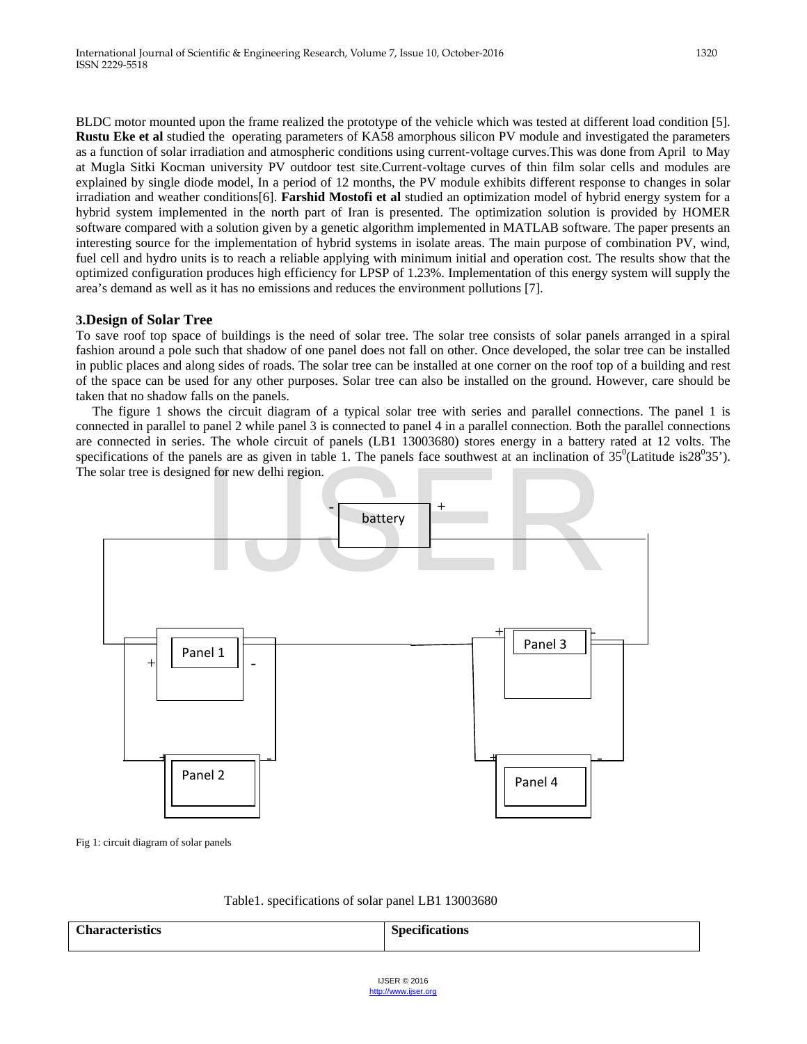BLDC motor mounted upon the frame realized the prototype of the vehicle which was tested at different load condition [5]. **Rustu Eke et al** studied the operating parameters of KA58 amorphous silicon PV module and investigated the parameters as a function of solar irradiation and atmospheric conditions using current-voltage curves.This was done from April to May at Mugla Sitki Kocman university PV outdoor test site.Current-voltage curves of thin film solar cells and modules are explained by single diode model, In a period of 12 months, the PV module exhibits different response to changes in solar irradiation and weather conditions[6]. **Farshid Mostofi et al** studied an optimization model of hybrid energy system for a hybrid system implemented in the north part of Iran is presented. The optimization solution is provided by HOMER software compared with a solution given by a genetic algorithm implemented in MATLAB software. The paper presents an interesting source for the implementation of hybrid systems in isolate areas. The main purpose of combination PV, wind, fuel cell and hydro units is to reach a reliable applying with minimum initial and operation cost. The results show that the optimized configuration produces high efficiency for LPSP of 1.23%. Implementation of this energy system will supply the area's demand as well as it has no emissions and reduces the environment pollutions [7].

## 3.Design of Solar Tree

To save roof top space of buildings is the need of solar tree. The solar tree consists of solar panels arranged in a spiral fashion around a pole such that shadow of one panel does not fall on other. Once developed, the solar tree can be installed in public places and along sides of roads. The solar tree can be installed at one corner on the roof top of a building and rest of the space can be used for any other purposes. Solar tree can also be installed on the ground. However, care should be taken that no shadow falls on the panels.

The figure 1 shows the circuit diagram of a typical solar tree with series and parallel connections. The panel 1 is connected in parallel to panel 2 while panel 3 is connected to panel 4 in a parallel connection. Both the parallel connections are connected in series. The whole circuit of panels (LB1 13003680) stores energy in a battery rated at 12 volts. The specifications of the panels are as given in table 1. The panels face southwest at an inclination of $35^0$(Latitude is$28^0 35'$). The solar tree is designed for new delhi region.

battery, Panel 1, Panel 2, Panel 3, Panel 4

Fig 1: circuit diagram of solar panels

Table1. specifications of solar panel LB1 13003680

| Characteristics | Specifications |
| --- | --- |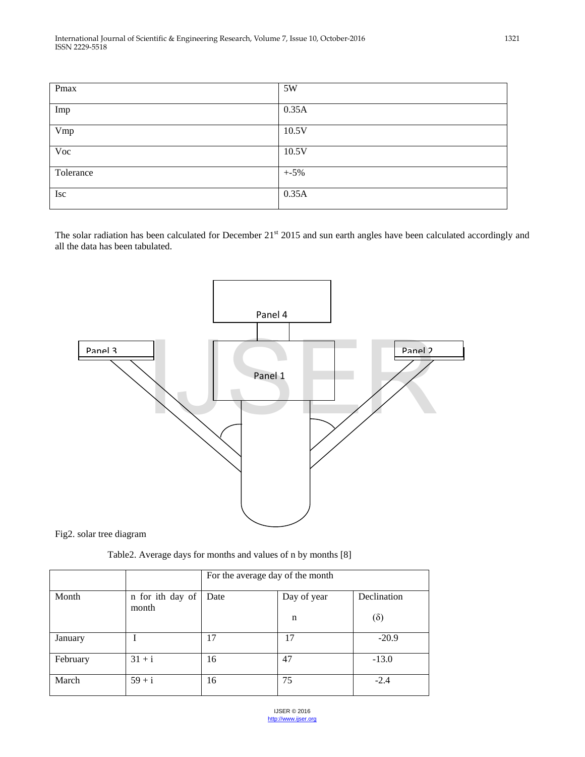| Pmax | 5W |
|---|---|
| Imp | 0.35A |
| Vmp | 10.5V |
| Voc | 10.5V |
| Tolerance | +-5% |
| Isc | 0.35A |

The solar radiation has been calculated for December 21[st] 2015 and sun earth angles have been calculated accordingly and all the data has been tabulated.

Fig2. solar tree diagram

Table2. Average days for months and values of n by months [8]

| | | For the average day of the month | | |
|---|---|---|---|---|
| Month | n for ith day of month | Date | Day of year n | Declination (δ) |
| January | I | 17 | 17 | -20.9 |
| February | 31 + i | 16 | 47 | -13.0 |
| March | 59 + i | 16 | 75 | -2.4 |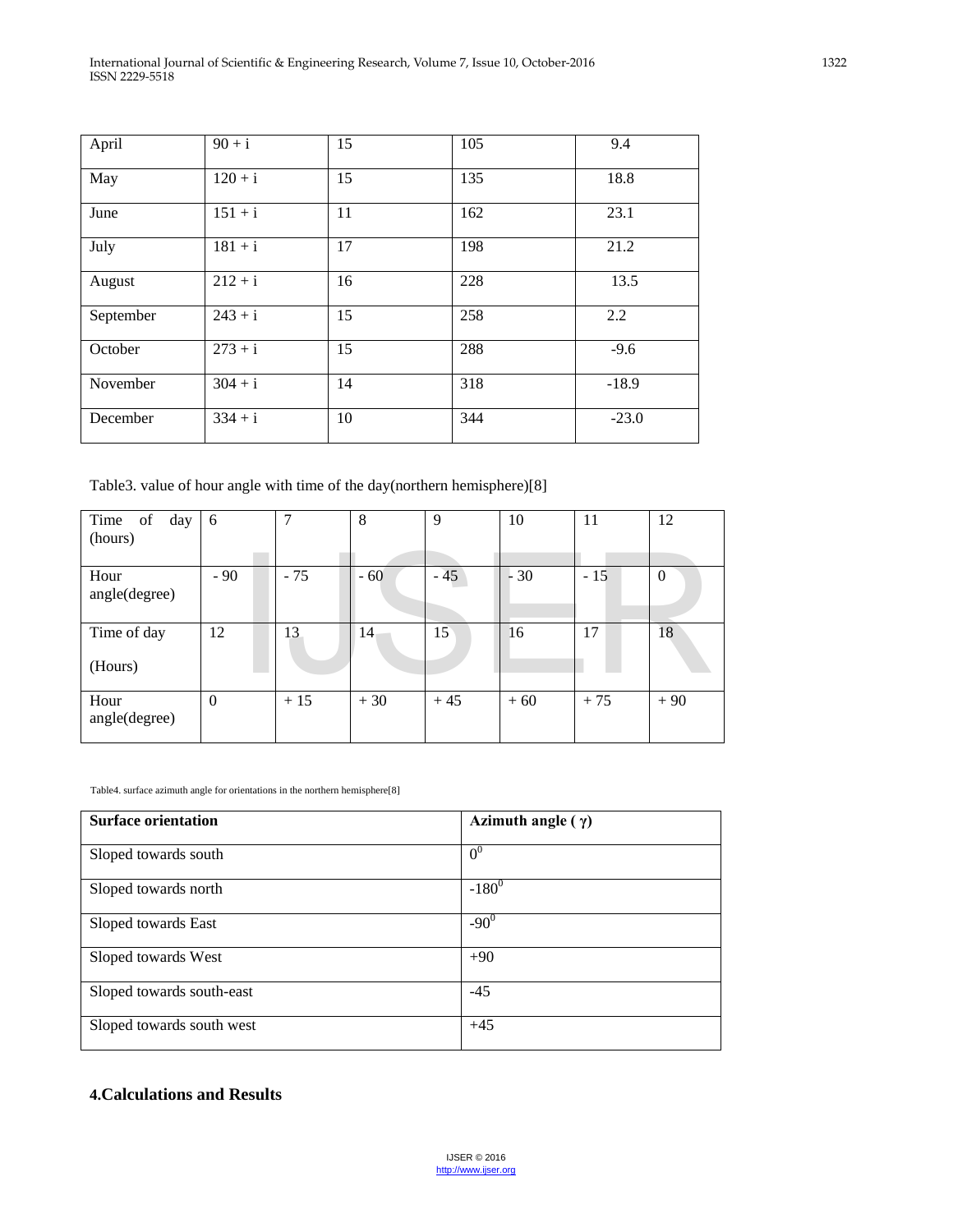| April | 90 + i | 15 | 105 | 9.4 |
|---|---|---|---|---|
| May | 120 + i | 15 | 135 | 18.8 |
| June | 151 + i | 11 | 162 | 23.1 |
| July | 181 + i | 17 | 198 | 21.2 |
| August | 212 + i | 16 | 228 | 13.5 |
| September | 243 + i | 15 | 258 | 2.2 |
| October | 273 + i | 15 | 288 | -9.6 |
| November | 304 + i | 14 | 318 | -18.9 |
| December | 334 + i | 10 | 344 | -23.0 |

Table3. value of hour angle with time of the day(northern hemisphere)[8]

| Time of day (hours) | 6 | 7 | 8 | 9 | 10 | 11 | 12 |
|---|---|---|---|---|---|---|---|
| Hour angle(degree) | - 90 | - 75 | - 60 | - 45 | - 30 | - 15 | 0 |
| Time of day (Hours) | 12 | 13 | 14 | 15 | 16 | 17 | 18 |
| Hour angle(degree) | 0 | + 15 | + 30 | + 45 | + 60 | + 75 | + 90 |

Table4. surface azimuth angle for orientations in the northern hemisphere[8]

| **Surface orientation** | **Azimuth angle ( $\gamma$)** |
|---|---|
| Sloped towards south | $0^0$ |
| Sloped towards north | $-180^0$ |
| Sloped towards East | $-90^0$ |
| Sloped towards West | +90 |
| Sloped towards south-east | -45 |
| Sloped towards south west | +45 |

## 4.Calculations and Results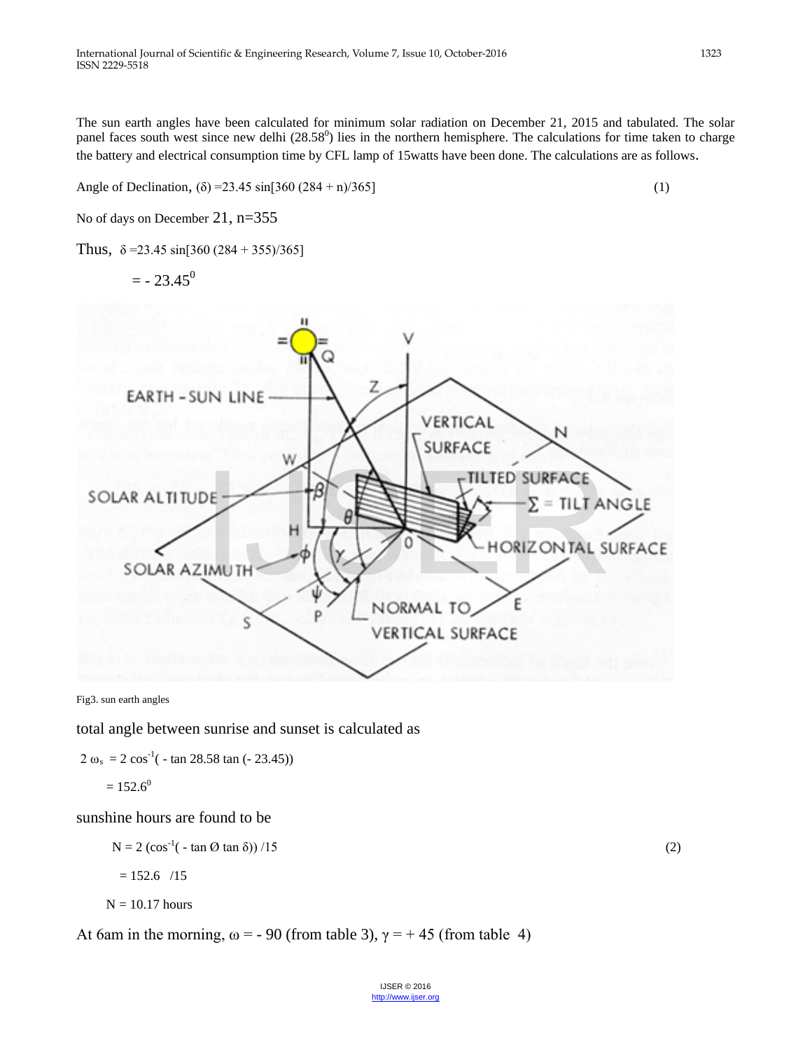The sun earth angles have been calculated for minimum solar radiation on December 21, 2015 and tabulated. The solar panel faces south west since new delhi ($28.58^0$) lies in the northern hemisphere. The calculations for time taken to charge the battery and electrical consumption time by CFL lamp of 15watts have been done. The calculations are as follows.

Angle of Declination, $(\delta) = 23.45 \sin[360\,(284 + n)/365]$ (1)

No of days on December 21, n=355

Thus, $\delta = 23.45 \sin[360\,(284 + 355)/365]$

$= -23.45^0$

Fig3. sun earth angles

total angle between sunrise and sunset is calculated as

$2\,\omega_s = 2 \cos^{-1}(-\tan 28.58 \tan(-23.45))$

$= 152.6^0$

sunshine hours are found to be

$N = 2\,(\cos^{-1}(-\tan \text{Ø} \tan \delta))/15$ (2)

$= 152.6 \;/15$

$N = 10.17$ hours

At 6am in the morning, $\omega = -90$ (from table 3), $\gamma = +45$ (from table 4)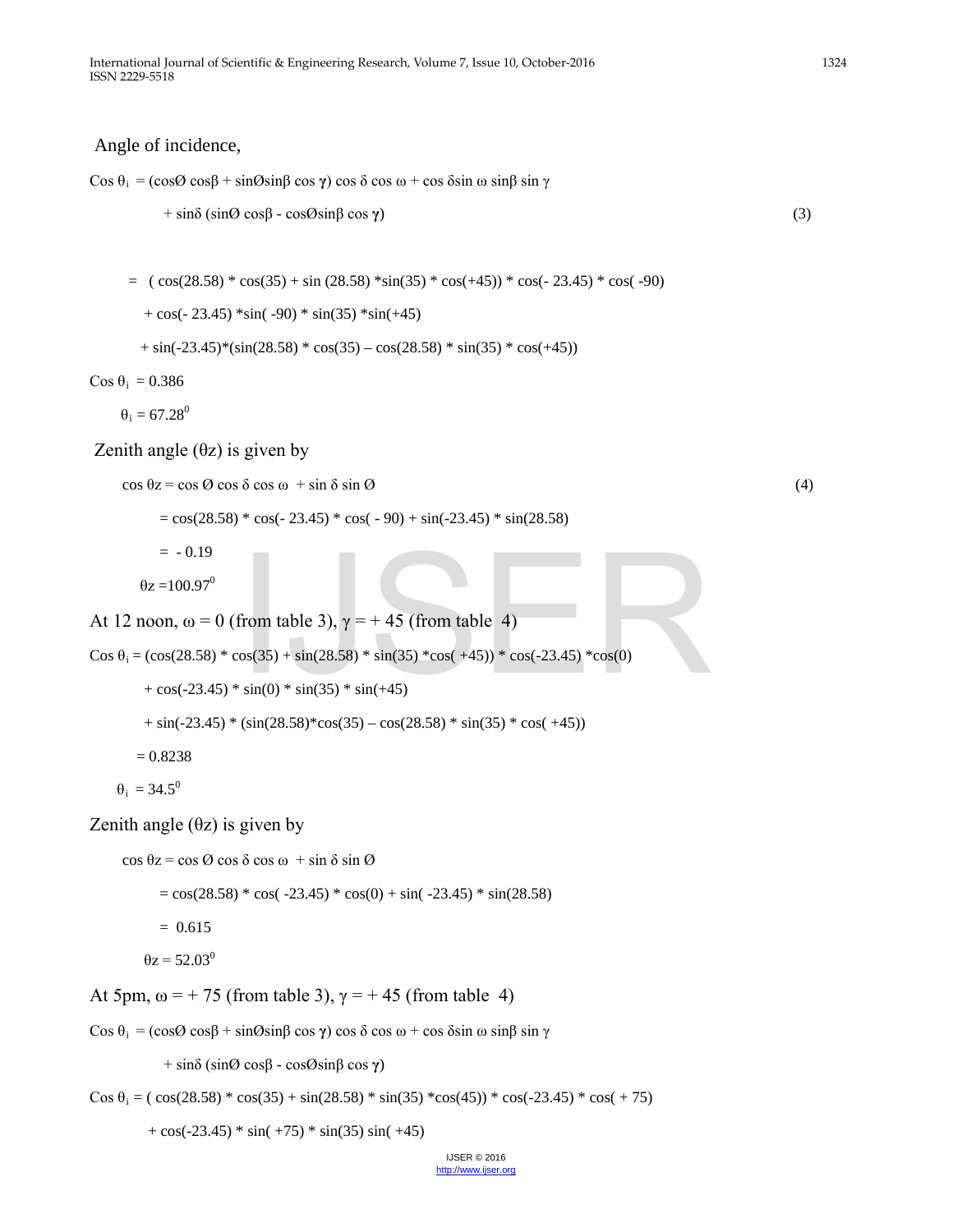Angle of incidence,

$$\cos \theta_i = (\cos\emptyset \cos\beta + \sin\emptyset\sin\beta \cos \boldsymbol{\gamma}) \cos \delta \cos \omega + \cos \delta\sin \omega \sin\beta \sin \gamma + \sin\delta (\sin\emptyset \cos\beta - \cos\emptyset\sin\beta \cos \boldsymbol{\gamma}) \quad (3)$$

$$= ( \cos(28.58) * \cos(35) + \sin (28.58) *\sin(35) * \cos(+45)) * \cos(- 23.45) * \cos( -90) + \cos(- 23.45) *\sin( -90) * \sin(35) *\sin(+45) + \sin(-23.45)*(\sin(28.58) * \cos(35) – \cos(28.58) * \sin(35) * \cos(+45))$$

$\cos \theta_i = 0.386$

$\theta_i = 67.28^0$

Zenith angle ($\theta z$) is given by

$$\cos \theta z = \cos \emptyset \cos \delta \cos \omega + \sin \delta \sin \emptyset \quad (4)$$

$$= \cos(28.58) * \cos(- 23.45) * \cos( - 90) + \sin(-23.45) * \sin(28.58)$$

$$= - 0.19$$

$\theta z = 100.97^0$

At 12 noon, $\omega = 0$ (from table 3), $\gamma = + 45$ (from table 4)

$$\cos \theta_i = (\cos(28.58) * \cos(35) + \sin(28.58) * \sin(35) *\cos( +45)) * \cos(-23.45) *\cos(0) + \cos(-23.45) * \sin(0) * \sin(35) * \sin(+45) + \sin(-23.45) * (\sin(28.58)*\cos(35) – \cos(28.58) * \sin(35) * \cos( +45))$$

$$= 0.8238$$

$\theta_i = 34.5^0$

Zenith angle ($\theta z$) is given by

$$\cos \theta z = \cos \emptyset \cos \delta \cos \omega + \sin \delta \sin \emptyset$$

$$= \cos(28.58) * \cos( -23.45) * \cos(0) + \sin( -23.45) * \sin(28.58)$$

$$= 0.615$$

$\theta z = 52.03^0$

At 5pm, $\omega = + 75$ (from table 3), $\gamma = + 45$ (from table 4)

$$\cos \theta_i = (\cos\emptyset \cos\beta + \sin\emptyset\sin\beta \cos \boldsymbol{\gamma}) \cos \delta \cos \omega + \cos \delta\sin \omega \sin\beta \sin \gamma + \sin\delta (\sin\emptyset \cos\beta - \cos\emptyset\sin\beta \cos \boldsymbol{\gamma})$$

$$\cos \theta_i = ( \cos(28.58) * \cos(35) + \sin(28.58) * \sin(35) *\cos(45)) * \cos(-23.45) * \cos( + 75) + \cos(-23.45) * \sin( +75) * \sin(35) \sin( +45)$$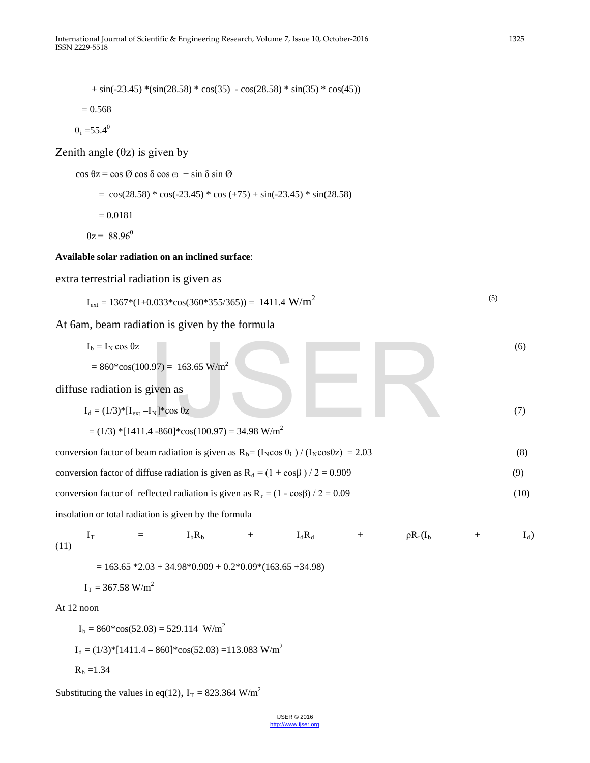$+ \sin(-23.45) *(\sin(28.58) * \cos(35) - \cos(28.58) * \sin(35) * \cos(45))$

$= 0.568$

$\theta_i = 55.4^0$

Zenith angle ($\theta z$) is given by

$\cos \theta z = \cos Ø \cos \delta \cos \omega + \sin \delta \sin Ø$

$= \cos(28.58) * \cos(-23.45) * \cos(+75) + \sin(-23.45) * \sin(28.58)$

$= 0.0181$

$\theta z = 88.96^0$

**Available solar radiation on an inclined surface**:

extra terrestrial radiation is given as

$$I_{ext} = 1367*(1+0.033*\cos(360*355/365)) = 1411.4 \text{ W/m}^2 \quad (5)$$

At 6am, beam radiation is given by the formula

$$I_b = I_N \cos \theta z \quad (6)$$

$= 860*\cos(100.97) = 163.65 \text{ W/m}^2$

diffuse radiation is given as

$$I_d = (1/3)*[I_{ext} - I_N]*\cos \theta z \quad (7)$$

$= (1/3) *[1411.4 - 860]*\cos(100.97) = 34.98 \text{ W/m}^2$

conversion factor of beam radiation is given as $R_b = (I_N \cos \theta_i) / (I_N \cos\theta z) = 2.03$ (8)

conversion factor of diffuse radiation is given as $R_d = (1 + \cos\beta) / 2 = 0.909$ (9)

conversion factor of reflected radiation is given as $R_r = (1 - \cos\beta) / 2 = 0.09$ (10)

insolation or total radiation is given by the formula

$$I_T = I_b R_b + I_d R_d + \rho R_r (I_b + I_d) \quad (11)$$

$= 163.65 *2.03 + 34.98*0.909 + 0.2*0.09*(163.65 + 34.98)$

$I_T = 367.58 \text{ W/m}^2$

At 12 noon

$I_b = 860*\cos(52.03) = 529.114 \text{ W/m}^2$

$I_d = (1/3)*[1411.4 - 860]*\cos(52.03) = 113.083 \text{ W/m}^2$

$R_b = 1.34$

Substituting the values in eq(12), $I_T = 823.364 \text{ W/m}^2$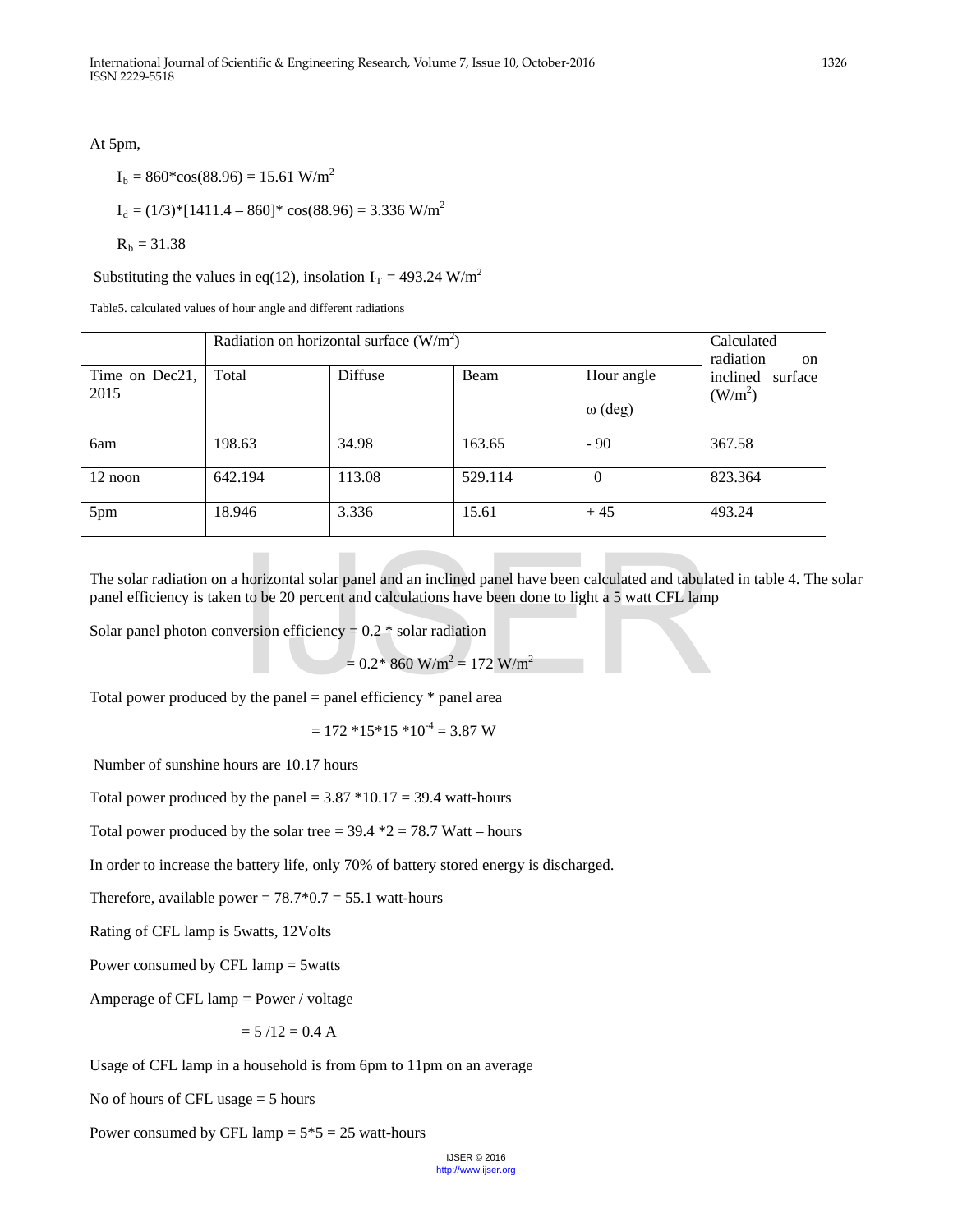At 5pm,

$I_b = 860*\cos(88.96) = 15.61\ W/m^2$

$I_d = (1/3)*[1411.4 – 860]* \cos(88.96) = 3.336\ W/m^2$

$R_b = 31.38$

Substituting the values in eq(12), insolation $I_T = 493.24\ W/m^2$

Table5. calculated values of hour angle and different radiations

| | Radiation on horizontal surface ($W/m^2$) | | | | Calculated radiation on inclined surface ($W/m^2$) |
|---|---|---|---|---|---|
| Time on Dec21, 2015 | Total | Diffuse | Beam | Hour angle ω (deg) | |
| 6am | 198.63 | 34.98 | 163.65 | - 90 | 367.58 |
| 12 noon | 642.194 | 113.08 | 529.114 | 0 | 823.364 |
| 5pm | 18.946 | 3.336 | 15.61 | + 45 | 493.24 |

The solar radiation on a horizontal solar panel and an inclined panel have been calculated and tabulated in table 4. The solar panel efficiency is taken to be 20 percent and calculations have been done to light a 5 watt CFL lamp

Solar panel photon conversion efficiency = 0.2 * solar radiation

$$= 0.2 * 860\ W/m^2 = 172\ W/m^2$$

Total power produced by the panel = panel efficiency * panel area

$$= 172 * 15 * 15 * 10^{-4} = 3.87\ W$$

Number of sunshine hours are 10.17 hours

Total power produced by the panel = 3.87 *10.17 = 39.4 watt-hours

Total power produced by the solar tree = 39.4 *2 = 78.7 Watt – hours

In order to increase the battery life, only 70% of battery stored energy is discharged.

Therefore, available power = 78.7*0.7 = 55.1 watt-hours

Rating of CFL lamp is 5watts, 12Volts

Power consumed by CFL lamp = 5watts

Amperage of CFL lamp = Power / voltage

$$= 5 / 12 = 0.4\ A$$

Usage of CFL lamp in a household is from 6pm to 11pm on an average

No of hours of CFL usage = 5 hours

Power consumed by CFL lamp = 5*5 = 25 watt-hours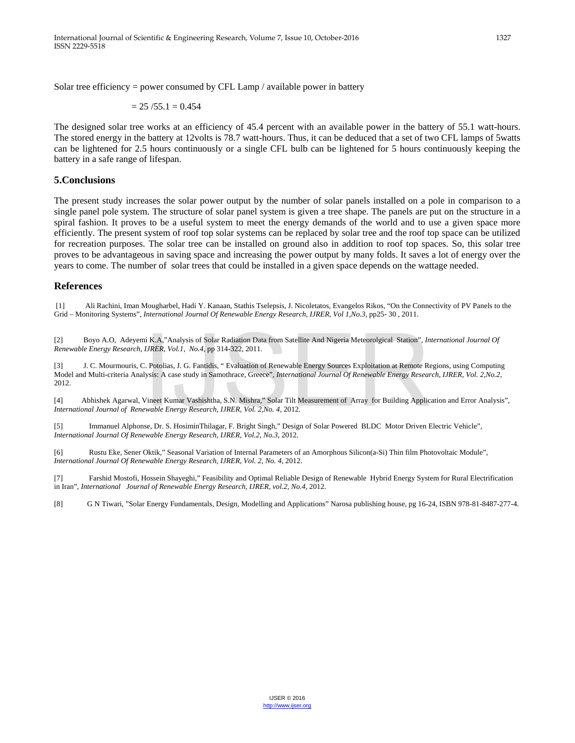Solar tree efficiency = power consumed by CFL Lamp / available power in battery

$$= 25 / 55.1 = 0.454$$

The designed solar tree works at an efficiency of 45.4 percent with an available power in the battery of 55.1 watt-hours. The stored energy in the battery at 12volts is 78.7 watt-hours. Thus, it can be deduced that a set of two CFL lamps of 5watts can be lightened for 2.5 hours continuously or a single CFL bulb can be lightened for 5 hours continuously keeping the battery in a safe range of lifespan.

## 5.Conclusions

The present study increases the solar power output by the number of solar panels installed on a pole in comparison to a single panel pole system. The structure of solar panel system is given a tree shape. The panels are put on the structure in a spiral fashion. It proves to be a useful system to meet the energy demands of the world and to use a given space more efficiently. The present system of roof top solar systems can be replaced by solar tree and the roof top space can be utilized for recreation purposes. The solar tree can be installed on ground also in addition to roof top spaces. So, this solar tree proves to be advantageous in saving space and increasing the power output by many folds. It saves a lot of energy over the years to come. The number of solar trees that could be installed in a given space depends on the wattage needed.

## References

[1] Ali Rachini, Iman Mougharbel, Hadi Y. Kanaan, Stathis Tselepsis, J. Nicoletatos, Evangelos Rikos, "On the Connectivity of PV Panels to the Grid – Monitoring Systems", *International Journal Of Renewable Energy Research, IJRER, Vol 1,No.3*, pp25- 30 , 2011.

[2] Boyo A.O, Adeyemi K.A,"Analysis of Solar Radiation Data from Satellite And Nigeria Meteorolgical Station", *International Journal Of Renewable Energy Research, IJRER, Vol.1, No.4*, pp 314-322, 2011.

[3] J. C. Mourmouris, C. Potolias, J. G. Fantidis, " Evaluation of Renewable Energy Sources Exploitation at Remote Regions, using Computing Model and Multi-criteria Analysis: A case study in Samothrace, Greece", *International Journal Of Renewable Energy Research, IJRER, Vol. 2,No.2*, 2012.

[4] Abhishek Agarwal, Vineet Kumar Vashishtha, S.N. Mishra," Solar Tilt Measurement of Array for Building Application and Error Analysis", *International Journal of Renewable Energy Research, IJRER, Vol. 2,No. 4*, 2012.

[5] Immanuel Alphonse, Dr. S. HosiminThilagar, F. Bright Singh," Design of Solar Powered BLDC Motor Driven Electric Vehicle", *International Journal Of Renewable Energy Research, IJRER, Vol.2, No.3*, 2012.

[6] Rustu Eke, Sener Oktik," Seasonal Variation of Internal Parameters of an Amorphous Silicon(a-Si) Thin film Photovoltaic Module", *International Journal Of Renewable Energy Research, IJRER, Vol. 2, No. 4*, 2012.

[7] Farshid Mostofi, Hossein Shayeghi," Feasibility and Optimal Reliable Design of Renewable Hybrid Energy System for Rural Electrification in Iran", *International Journal of Renewable Energy Research, IJRER, vol.2, No.4*, 2012.

[8] G N Tiwari, "Solar Energy Fundamentals, Design, Modelling and Applications" Narosa publishing house, pg 16-24, ISBN 978-81-8487-277-4.